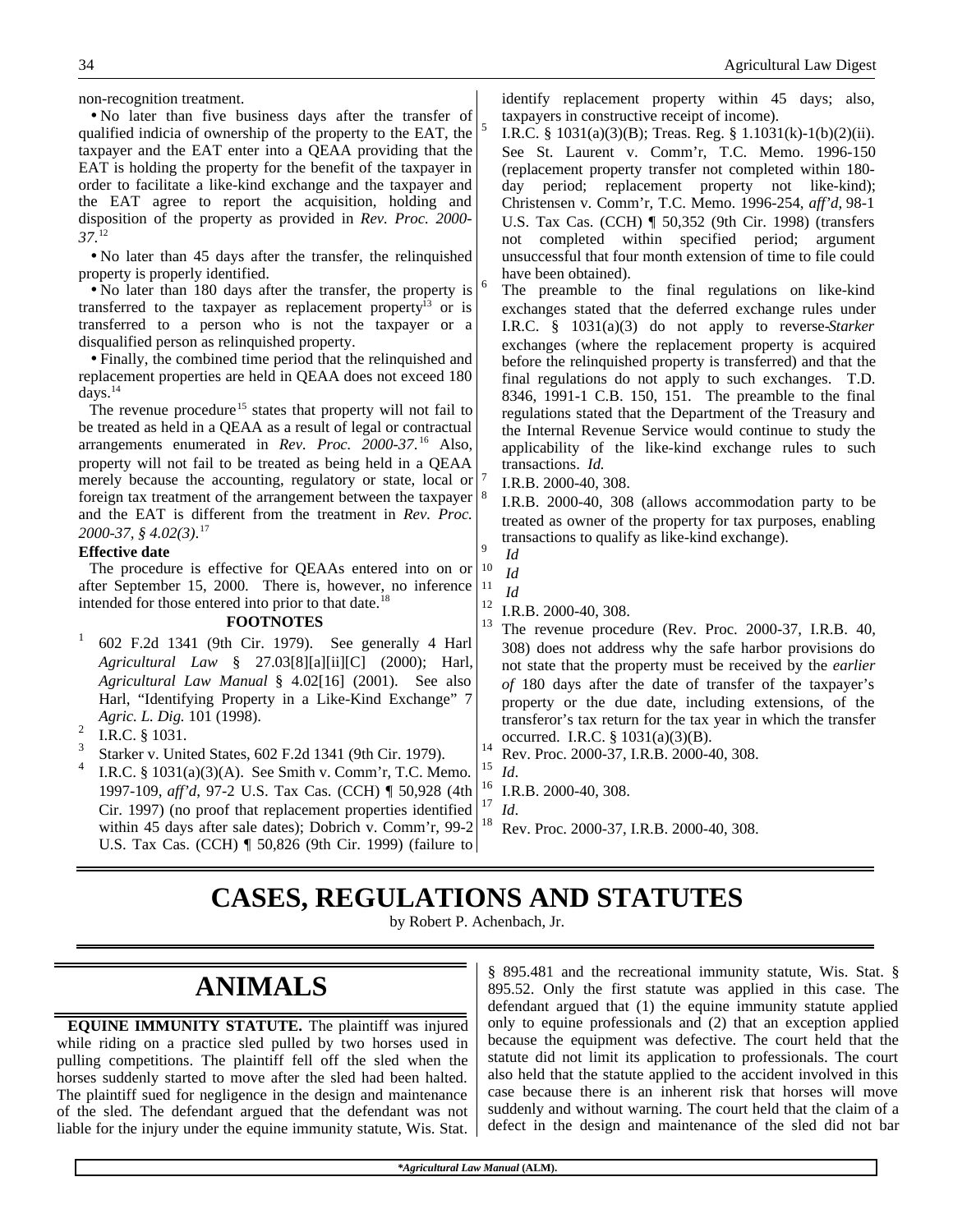non-recognition treatment.

• No later than five business days after the transfer of qualified indicia of ownership of the property to the EAT, the taxpayer and the EAT enter into a QEAA providing that the EAT is holding the property for the benefit of the taxpayer in order to facilitate a like-kind exchange and the taxpayer and the EAT agree to report the acquisition, holding and disposition of the property as provided in *Rev. Proc. 2000-37*.[12]

• No later than 45 days after the transfer, the relinquished property is properly identified.

• No later than 180 days after the transfer, the property is transferred to the taxpayer as replacement property[13] or is transferred to a person who is not the taxpayer or a disqualified person as relinquished property.

• Finally, the combined time period that the relinquished and replacement properties are held in QEAA does not exceed 180 days.[14]

The revenue procedure[15] states that property will not fail to be treated as held in a QEAA as a result of legal or contractual arrangements enumerated in *Rev. Proc. 2000-37*.[16] Also, property will not fail to be treated as being held in a QEAA merely because the accounting, regulatory or state, local or foreign tax treatment of the arrangement between the taxpayer and the EAT is different from the treatment in *Rev. Proc. 2000-37, § 4.02(3)*.[17]

**Effective date**

The procedure is effective for QEAAs entered into on or after September 15, 2000. There is, however, no inference intended for those entered into prior to that date.[18]

**FOOTNOTES**

1. 602 F.2d 1341 (9th Cir. 1979). See generally 4 Harl *Agricultural Law* § 27.03[8][a][ii][C] (2000); Harl, *Agricultural Law Manual* § 4.02[16] (2001). See also Harl, "Identifying Property in a Like-Kind Exchange" 7 *Agric. L. Dig.* 101 (1998).
2. I.R.C. § 1031.
3. Starker v. United States, 602 F.2d 1341 (9th Cir. 1979).
4. I.R.C. § 1031(a)(3)(A). See Smith v. Comm'r, T.C. Memo. 1997-109, *aff'd*, 97-2 U.S. Tax Cas. (CCH) ¶ 50,928 (4th Cir. 1997) (no proof that replacement properties identified within 45 days after sale dates); Dobrich v. Comm'r, 99-2 U.S. Tax Cas. (CCH) ¶ 50,826 (9th Cir. 1999) (failure to identify replacement property within 45 days; also, taxpayers in constructive receipt of income).
5. I.R.C. § 1031(a)(3)(B); Treas. Reg. § 1.1031(k)-1(b)(2)(ii). See St. Laurent v. Comm'r, T.C. Memo. 1996-150 (replacement property transfer not completed within 180-day period; replacement property not like-kind); Christensen v. Comm'r, T.C. Memo. 1996-254, *aff'd*, 98-1 U.S. Tax Cas. (CCH) ¶ 50,352 (9th Cir. 1998) (transfers not completed within specified period; argument unsuccessful that four month extension of time to file could have been obtained).
6. The preamble to the final regulations on like-kind exchanges stated that the deferred exchange rules under I.R.C. § 1031(a)(3) do not apply to reverse-*Starker* exchanges (where the replacement property is acquired before the relinquished property is transferred) and that the final regulations do not apply to such exchanges. T.D. 8346, 1991-1 C.B. 150, 151. The preamble to the final regulations stated that the Department of the Treasury and the Internal Revenue Service would continue to study the applicability of the like-kind exchange rules to such transactions. *Id.*
7. I.R.B. 2000-40, 308.
8. I.R.B. 2000-40, 308 (allows accommodation party to be treated as owner of the property for tax purposes, enabling transactions to qualify as like-kind exchange).
9. *Id*
10. *Id*
11. *Id*
12. I.R.B. 2000-40, 308.
13. The revenue procedure (Rev. Proc. 2000-37, I.R.B. 40, 308) does not address why the safe harbor provisions do not state that the property must be received by the *earlier of* 180 days after the date of transfer of the taxpayer's property or the due date, including extensions, of the transferor's tax return for the tax year in which the transfer occurred. I.R.C. § 1031(a)(3)(B).
14. Rev. Proc. 2000-37, I.R.B. 2000-40, 308.
15. *Id*.
16. I.R.B. 2000-40, 308.
17. *Id*.
18. Rev. Proc. 2000-37, I.R.B. 2000-40, 308.

# CASES, REGULATIONS AND STATUTES

by Robert P. Achenbach, Jr.

## ANIMALS

**EQUINE IMMUNITY STATUTE.** The plaintiff was injured while riding on a practice sled pulled by two horses used in pulling competitions. The plaintiff fell off the sled when the horses suddenly started to move after the sled had been halted. The plaintiff sued for negligence in the design and maintenance of the sled. The defendant argued that the defendant was not liable for the injury under the equine immunity statute, Wis. Stat. § 895.481 and the recreational immunity statute, Wis. Stat. § 895.52. Only the first statute was applied in this case. The defendant argued that (1) the equine immunity statute applied only to equine professionals and (2) that an exception applied because the equipment was defective. The court held that the statute did not limit its application to professionals. The court also held that the statute applied to the accident involved in this case because there is an inherent risk that horses will move suddenly and without warning. The court held that the claim of a defect in the design and maintenance of the sled did not bar

*Agricultural Law Manual (ALM).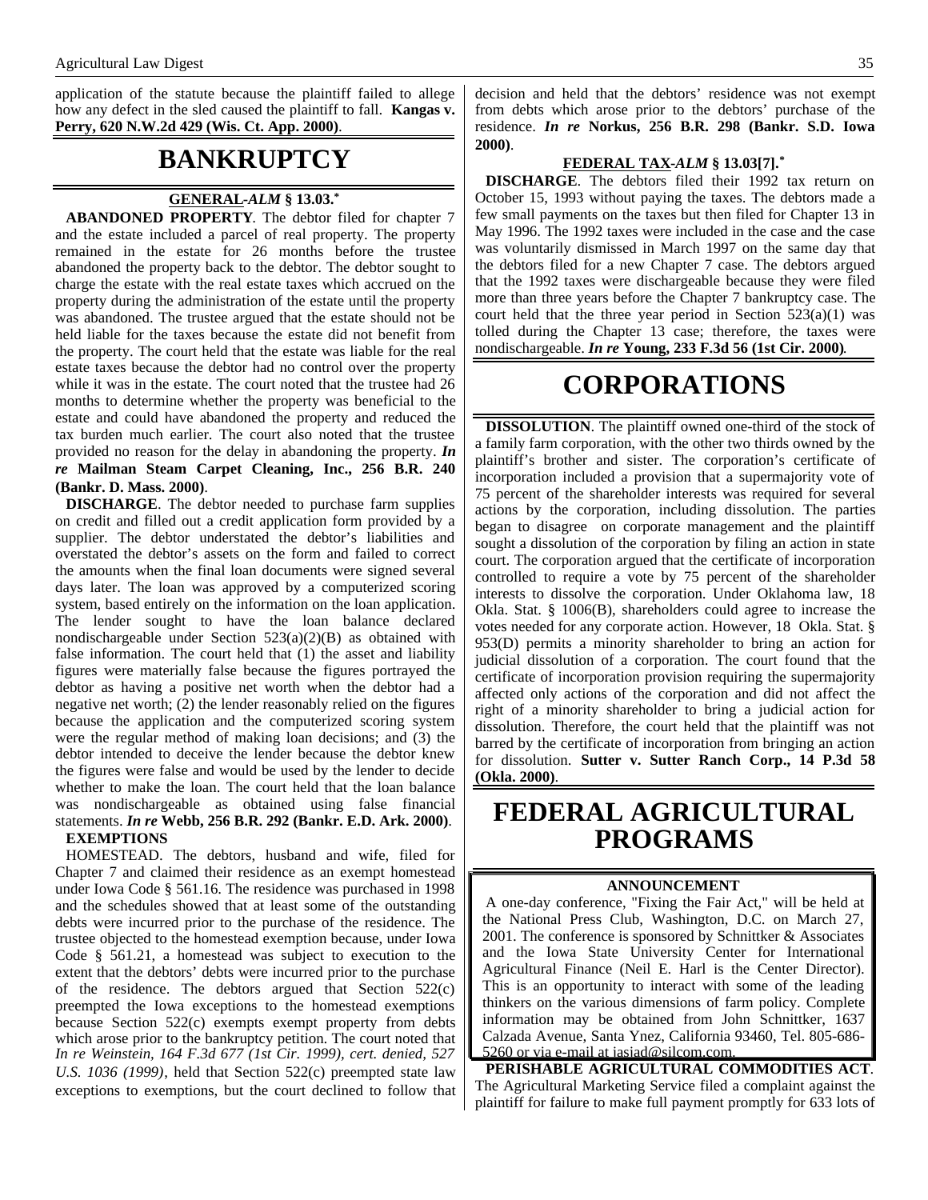application of the statute because the plaintiff failed to allege how any defect in the sled caused the plaintiff to fall. **Kangas v. Perry, 620 N.W.2d 429 (Wis. Ct. App. 2000)**.

# BANKRUPTCY

### GENERAL-*ALM* § 13.03.*

**ABANDONED PROPERTY**. The debtor filed for chapter 7 and the estate included a parcel of real property. The property remained in the estate for 26 months before the trustee abandoned the property back to the debtor. The debtor sought to charge the estate with the real estate taxes which accrued on the property during the administration of the estate until the property was abandoned. The trustee argued that the estate should not be held liable for the taxes because the estate did not benefit from the property. The court held that the estate was liable for the real estate taxes because the debtor had no control over the property while it was in the estate. The court noted that the trustee had 26 months to determine whether the property was beneficial to the estate and could have abandoned the property and reduced the tax burden much earlier. The court also noted that the trustee provided no reason for the delay in abandoning the property. ***In re* Mailman Steam Carpet Cleaning, Inc., 256 B.R. 240 (Bankr. D. Mass. 2000)**.

**DISCHARGE**. The debtor needed to purchase farm supplies on credit and filled out a credit application form provided by a supplier. The debtor understated the debtor's liabilities and overstated the debtor's assets on the form and failed to correct the amounts when the final loan documents were signed several days later. The loan was approved by a computerized scoring system, based entirely on the information on the loan application. The lender sought to have the loan balance declared nondischargeable under Section 523(a)(2)(B) as obtained with false information. The court held that (1) the asset and liability figures were materially false because the figures portrayed the debtor as having a positive net worth when the debtor had a negative net worth; (2) the lender reasonably relied on the figures because the application and the computerized scoring system were the regular method of making loan decisions; and (3) the debtor intended to deceive the lender because the debtor knew the figures were false and would be used by the lender to decide whether to make the loan. The court held that the loan balance was nondischargeable as obtained using false financial statements. ***In re* Webb, 256 B.R. 292 (Bankr. E.D. Ark. 2000)**.

**EXEMPTIONS**

HOMESTEAD. The debtors, husband and wife, filed for Chapter 7 and claimed their residence as an exempt homestead under Iowa Code § 561.16. The residence was purchased in 1998 and the schedules showed that at least some of the outstanding debts were incurred prior to the purchase of the residence. The trustee objected to the homestead exemption because, under Iowa Code § 561.21, a homestead was subject to execution to the extent that the debtors' debts were incurred prior to the purchase of the residence. The debtors argued that Section 522(c) preempted the Iowa exceptions to the homestead exemptions because Section 522(c) exempts exempt property from debts which arose prior to the bankruptcy petition. The court noted that *In re Weinstein, 164 F.3d 677 (1st Cir. 1999), cert. denied, 527 U.S. 1036 (1999)*, held that Section 522(c) preempted state law exceptions to exemptions, but the court declined to follow that decision and held that the debtors' residence was not exempt from debts which arose prior to the debtors' purchase of the residence. ***In re* Norkus, 256 B.R. 298 (Bankr. S.D. Iowa 2000)**.

### FEDERAL TAX-*ALM* § 13.03[7].*

**DISCHARGE**. The debtors filed their 1992 tax return on October 15, 1993 without paying the taxes. The debtors made a few small payments on the taxes but then filed for Chapter 13 in May 1996. The 1992 taxes were included in the case and the case was voluntarily dismissed in March 1997 on the same day that the debtors filed for a new Chapter 7 case. The debtors argued that the 1992 taxes were dischargeable because they were filed more than three years before the Chapter 7 bankruptcy case. The court held that the three year period in Section 523(a)(1) was tolled during the Chapter 13 case; therefore, the taxes were nondischargeable. ***In re* Young, 233 F.3d 56 (1st Cir. 2000)**.

# CORPORATIONS

**DISSOLUTION**. The plaintiff owned one-third of the stock of a family farm corporation, with the other two thirds owned by the plaintiff's brother and sister. The corporation's certificate of incorporation included a provision that a supermajority vote of 75 percent of the shareholder interests was required for several actions by the corporation, including dissolution. The parties began to disagree on corporate management and the plaintiff sought a dissolution of the corporation by filing an action in state court. The corporation argued that the certificate of incorporation controlled to require a vote by 75 percent of the shareholder interests to dissolve the corporation. Under Oklahoma law, 18 Okla. Stat. § 1006(B), shareholders could agree to increase the votes needed for any corporate action. However, 18 Okla. Stat. § 953(D) permits a minority shareholder to bring an action for judicial dissolution of a corporation. The court found that the certificate of incorporation provision requiring the supermajority affected only actions of the corporation and did not affect the right of a minority shareholder to bring a judicial action for dissolution. Therefore, the court held that the plaintiff was not barred by the certificate of incorporation from bringing an action for dissolution. **Sutter v. Sutter Ranch Corp., 14 P.3d 58 (Okla. 2000)**.

# FEDERAL AGRICULTURAL PROGRAMS

**ANNOUNCEMENT**

A one-day conference, "Fixing the Fair Act," will be held at the National Press Club, Washington, D.C. on March 27, 2001. The conference is sponsored by Schnittker & Associates and the Iowa State University Center for International Agricultural Finance (Neil E. Harl is the Center Director). This is an opportunity to interact with some of the leading thinkers on the various dimensions of farm policy. Complete information may be obtained from John Schnittker, 1637 Calzada Avenue, Santa Ynez, California 93460, Tel. 805-686-5260 or via e-mail at iasiad@silcom.com.

**PERISHABLE AGRICULTURAL COMMODITIES ACT**. The Agricultural Marketing Service filed a complaint against the plaintiff for failure to make full payment promptly for 633 lots of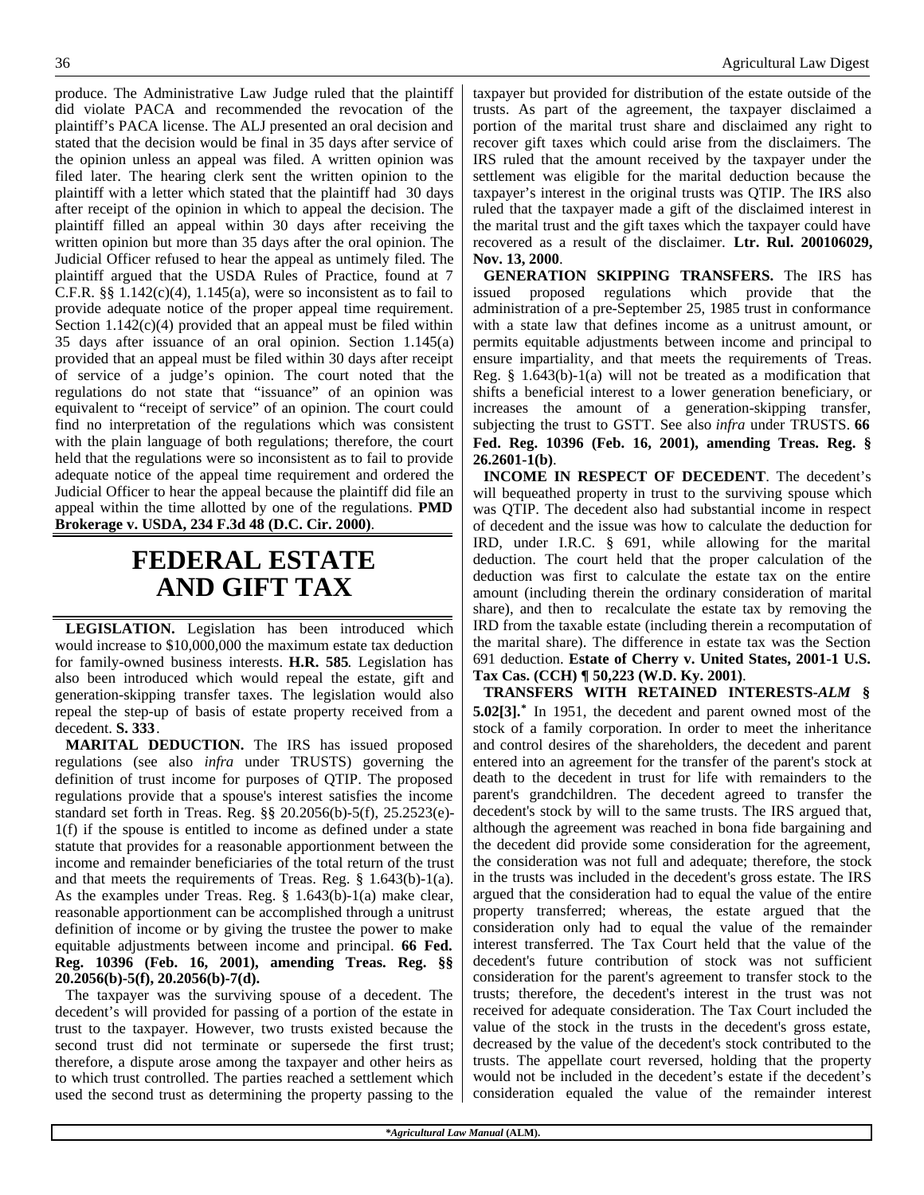produce. The Administrative Law Judge ruled that the plaintiff did violate PACA and recommended the revocation of the plaintiff's PACA license. The ALJ presented an oral decision and stated that the decision would be final in 35 days after service of the opinion unless an appeal was filed. A written opinion was filed later. The hearing clerk sent the written opinion to the plaintiff with a letter which stated that the plaintiff had 30 days after receipt of the opinion in which to appeal the decision. The plaintiff filled an appeal within 30 days after receiving the written opinion but more than 35 days after the oral opinion. The Judicial Officer refused to hear the appeal as untimely filed. The plaintiff argued that the USDA Rules of Practice, found at 7 C.F.R. §§ 1.142(c)(4), 1.145(a), were so inconsistent as to fail to provide adequate notice of the proper appeal time requirement. Section 1.142(c)(4) provided that an appeal must be filed within 35 days after issuance of an oral opinion. Section 1.145(a) provided that an appeal must be filed within 30 days after receipt of service of a judge's opinion. The court noted that the regulations do not state that "issuance" of an opinion was equivalent to "receipt of service" of an opinion. The court could find no interpretation of the regulations which was consistent with the plain language of both regulations; therefore, the court held that the regulations were so inconsistent as to fail to provide adequate notice of the appeal time requirement and ordered the Judicial Officer to hear the appeal because the plaintiff did file an appeal within the time allotted by one of the regulations. **PMD Brokerage v. USDA, 234 F.3d 48 (D.C. Cir. 2000)**.

# FEDERAL ESTATE AND GIFT TAX

**LEGISLATION.** Legislation has been introduced which would increase to $10,000,000 the maximum estate tax deduction for family-owned business interests. **H.R. 585**. Legislation has also been introduced which would repeal the estate, gift and generation-skipping transfer taxes. The legislation would also repeal the step-up of basis of estate property received from a decedent. **S. 333**.

**MARITAL DEDUCTION.** The IRS has issued proposed regulations (see also *infra* under TRUSTS) governing the definition of trust income for purposes of QTIP. The proposed regulations provide that a spouse's interest satisfies the income standard set forth in Treas. Reg. §§ 20.2056(b)-5(f), 25.2523(e)-1(f) if the spouse is entitled to income as defined under a state statute that provides for a reasonable apportionment between the income and remainder beneficiaries of the total return of the trust and that meets the requirements of Treas. Reg. § 1.643(b)-1(a). As the examples under Treas. Reg. § 1.643(b)-1(a) make clear, reasonable apportionment can be accomplished through a unitrust definition of income or by giving the trustee the power to make equitable adjustments between income and principal. **66 Fed. Reg. 10396 (Feb. 16, 2001), amending Treas. Reg. §§ 20.2056(b)-5(f), 20.2056(b)-7(d).**

The taxpayer was the surviving spouse of a decedent. The decedent's will provided for passing of a portion of the estate in trust to the taxpayer. However, two trusts existed because the second trust did not terminate or supersede the first trust; therefore, a dispute arose among the taxpayer and other heirs as to which trust controlled. The parties reached a settlement which used the second trust as determining the property passing to the taxpayer but provided for distribution of the estate outside of the trusts. As part of the agreement, the taxpayer disclaimed a portion of the marital trust share and disclaimed any right to recover gift taxes which could arise from the disclaimers. The IRS ruled that the amount received by the taxpayer under the settlement was eligible for the marital deduction because the taxpayer's interest in the original trusts was QTIP. The IRS also ruled that the taxpayer made a gift of the disclaimed interest in the marital trust and the gift taxes which the taxpayer could have recovered as a result of the disclaimer. **Ltr. Rul. 200106029, Nov. 13, 2000**.

**GENERATION SKIPPING TRANSFERS.** The IRS has issued proposed regulations which provide that the administration of a pre-September 25, 1985 trust in conformance with a state law that defines income as a unitrust amount, or permits equitable adjustments between income and principal to ensure impartiality, and that meets the requirements of Treas. Reg. § 1.643(b)-1(a) will not be treated as a modification that shifts a beneficial interest to a lower generation beneficiary, or increases the amount of a generation-skipping transfer, subjecting the trust to GSTT. See also *infra* under TRUSTS. **66 Fed. Reg. 10396 (Feb. 16, 2001), amending Treas. Reg. § 26.2601-1(b)**.

**INCOME IN RESPECT OF DECEDENT**. The decedent's will bequeathed property in trust to the surviving spouse which was QTIP. The decedent also had substantial income in respect of decedent and the issue was how to calculate the deduction for IRD, under I.R.C. § 691, while allowing for the marital deduction. The court held that the proper calculation of the deduction was first to calculate the estate tax on the entire amount (including therein the ordinary consideration of marital share), and then to recalculate the estate tax by removing the IRD from the taxable estate (including therein a recomputation of the marital share). The difference in estate tax was the Section 691 deduction. **Estate of Cherry v. United States, 2001-1 U.S. Tax Cas. (CCH) ¶ 50,223 (W.D. Ky. 2001)**.

**TRANSFERS WITH RETAINED INTERESTS-*ALM* § 5.02[3].*** In 1951, the decedent and parent owned most of the stock of a family corporation. In order to meet the inheritance and control desires of the shareholders, the decedent and parent entered into an agreement for the transfer of the parent's stock at death to the decedent in trust for life with remainders to the parent's grandchildren. The decedent agreed to transfer the decedent's stock by will to the same trusts. The IRS argued that, although the agreement was reached in bona fide bargaining and the decedent did provide some consideration for the agreement, the consideration was not full and adequate; therefore, the stock in the trusts was included in the decedent's gross estate. The IRS argued that the consideration had to equal the value of the entire property transferred; whereas, the estate argued that the consideration only had to equal the value of the remainder interest transferred. The Tax Court held that the value of the decedent's future contribution of stock was not sufficient consideration for the parent's agreement to transfer stock to the trusts; therefore, the decedent's interest in the trust was not received for adequate consideration. The Tax Court included the value of the stock in the trusts in the decedent's gross estate, decreased by the value of the decedent's stock contributed to the trusts. The appellate court reversed, holding that the property would not be included in the decedent's estate if the decedent's consideration equaled the value of the remainder interest

***Agricultural Law Manual* (ALM).**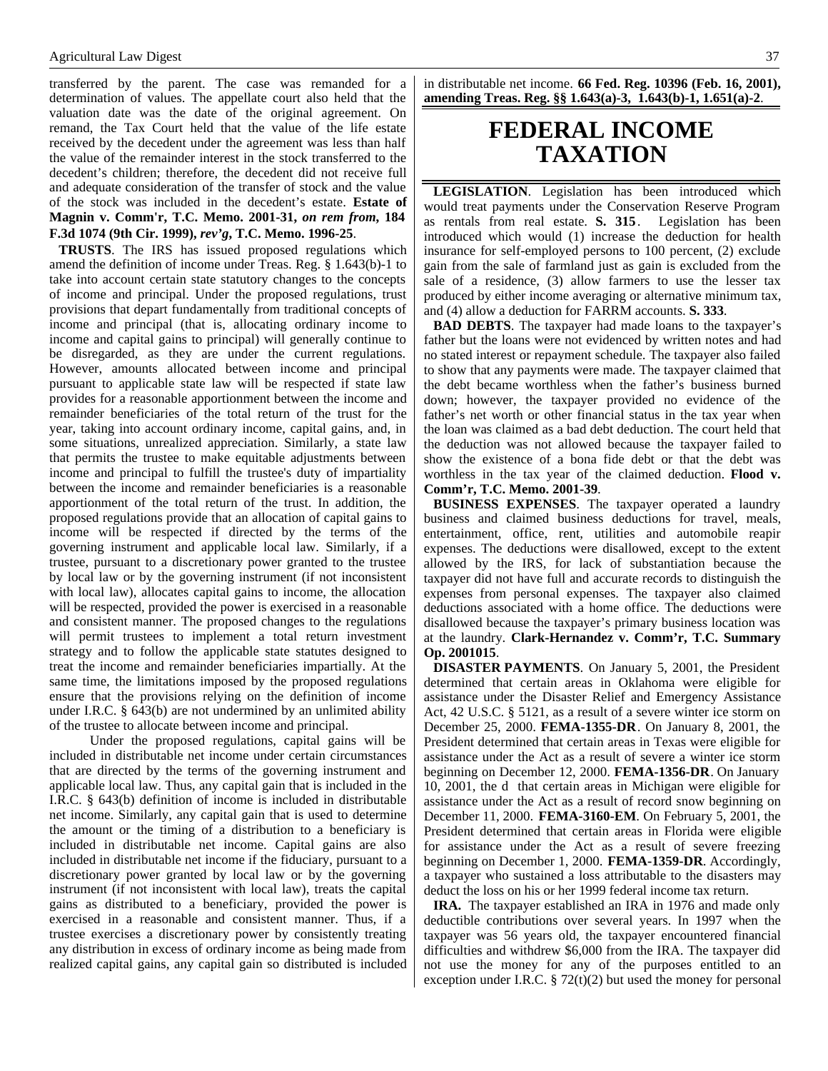transferred by the parent. The case was remanded for a determination of values. The appellate court also held that the valuation date was the date of the original agreement. On remand, the Tax Court held that the value of the life estate received by the decedent under the agreement was less than half the value of the remainder interest in the stock transferred to the decedent's children; therefore, the decedent did not receive full and adequate consideration of the transfer of stock and the value of the stock was included in the decedent's estate. **Estate of Magnin v. Comm'r, T.C. Memo. 2001-31, *on rem from*, 184 F.3d 1074 (9th Cir. 1999), *rev'g*, T.C. Memo. 1996-25**.

**TRUSTS**. The IRS has issued proposed regulations which amend the definition of income under Treas. Reg. § 1.643(b)-1 to take into account certain state statutory changes to the concepts of income and principal. Under the proposed regulations, trust provisions that depart fundamentally from traditional concepts of income and principal (that is, allocating ordinary income to income and capital gains to principal) will generally continue to be disregarded, as they are under the current regulations. However, amounts allocated between income and principal pursuant to applicable state law will be respected if state law provides for a reasonable apportionment between the income and remainder beneficiaries of the total return of the trust for the year, taking into account ordinary income, capital gains, and, in some situations, unrealized appreciation. Similarly, a state law that permits the trustee to make equitable adjustments between income and principal to fulfill the trustee's duty of impartiality between the income and remainder beneficiaries is a reasonable apportionment of the total return of the trust. In addition, the proposed regulations provide that an allocation of capital gains to income will be respected if directed by the terms of the governing instrument and applicable local law. Similarly, if a trustee, pursuant to a discretionary power granted to the trustee by local law or by the governing instrument (if not inconsistent with local law), allocates capital gains to income, the allocation will be respected, provided the power is exercised in a reasonable and consistent manner. The proposed changes to the regulations will permit trustees to implement a total return investment strategy and to follow the applicable state statutes designed to treat the income and remainder beneficiaries impartially. At the same time, the limitations imposed by the proposed regulations ensure that the provisions relying on the definition of income under I.R.C. § 643(b) are not undermined by an unlimited ability of the trustee to allocate between income and principal.

Under the proposed regulations, capital gains will be included in distributable net income under certain circumstances that are directed by the terms of the governing instrument and applicable local law. Thus, any capital gain that is included in the I.R.C. § 643(b) definition of income is included in distributable net income. Similarly, any capital gain that is used to determine the amount or the timing of a distribution to a beneficiary is included in distributable net income. Capital gains are also included in distributable net income if the fiduciary, pursuant to a discretionary power granted by local law or by the governing instrument (if not inconsistent with local law), treats the capital gains as distributed to a beneficiary, provided the power is exercised in a reasonable and consistent manner. Thus, if a trustee exercises a discretionary power by consistently treating any distribution in excess of ordinary income as being made from realized capital gains, any capital gain so distributed is included in distributable net income. **66 Fed. Reg. 10396 (Feb. 16, 2001), amending Treas. Reg. §§ 1.643(a)-3, 1.643(b)-1, 1.651(a)-2**.

# FEDERAL INCOME TAXATION

**LEGISLATION**. Legislation has been introduced which would treat payments under the Conservation Reserve Program as rentals from real estate. **S. 315**. Legislation has been introduced which would (1) increase the deduction for health insurance for self-employed persons to 100 percent, (2) exclude gain from the sale of farmland just as gain is excluded from the sale of a residence, (3) allow farmers to use the lesser tax produced by either income averaging or alternative minimum tax, and (4) allow a deduction for FARRM accounts. **S. 333**.

**BAD DEBTS**. The taxpayer had made loans to the taxpayer's father but the loans were not evidenced by written notes and had no stated interest or repayment schedule. The taxpayer also failed to show that any payments were made. The taxpayer claimed that the debt became worthless when the father's business burned down; however, the taxpayer provided no evidence of the father's net worth or other financial status in the tax year when the loan was claimed as a bad debt deduction. The court held that the deduction was not allowed because the taxpayer failed to show the existence of a bona fide debt or that the debt was worthless in the tax year of the claimed deduction. **Flood v. Comm'r, T.C. Memo. 2001-39**.

**BUSINESS EXPENSES**. The taxpayer operated a laundry business and claimed business deductions for travel, meals, entertainment, office, rent, utilities and automobile reapir expenses. The deductions were disallowed, except to the extent allowed by the IRS, for lack of substantiation because the taxpayer did not have full and accurate records to distinguish the expenses from personal expenses. The taxpayer also claimed deductions associated with a home office. The deductions were disallowed because the taxpayer's primary business location was at the laundry. **Clark-Hernandez v. Comm'r, T.C. Summary Op. 2001015**.

**DISASTER PAYMENTS**. On January 5, 2001, the President determined that certain areas in Oklahoma were eligible for assistance under the Disaster Relief and Emergency Assistance Act, 42 U.S.C. § 5121, as a result of a severe winter ice storm on December 25, 2000. **FEMA-1355-DR**. On January 8, 2001, the President determined that certain areas in Texas were eligible for assistance under the Act as a result of severe a winter ice storm beginning on December 12, 2000. **FEMA-1356-DR**. On January 10, 2001, the d that certain areas in Michigan were eligible for assistance under the Act as a result of record snow beginning on December 11, 2000. **FEMA-3160-EM**. On February 5, 2001, the President determined that certain areas in Florida were eligible for assistance under the Act as a result of severe freezing beginning on December 1, 2000. **FEMA-1359-DR**. Accordingly, a taxpayer who sustained a loss attributable to the disasters may deduct the loss on his or her 1999 federal income tax return.

**IRA.** The taxpayer established an IRA in 1976 and made only deductible contributions over several years. In 1997 when the taxpayer was 56 years old, the taxpayer encountered financial difficulties and withdrew $6,000 from the IRA. The taxpayer did not use the money for any of the purposes entitled to an exception under I.R.C. § 72(t)(2) but used the money for personal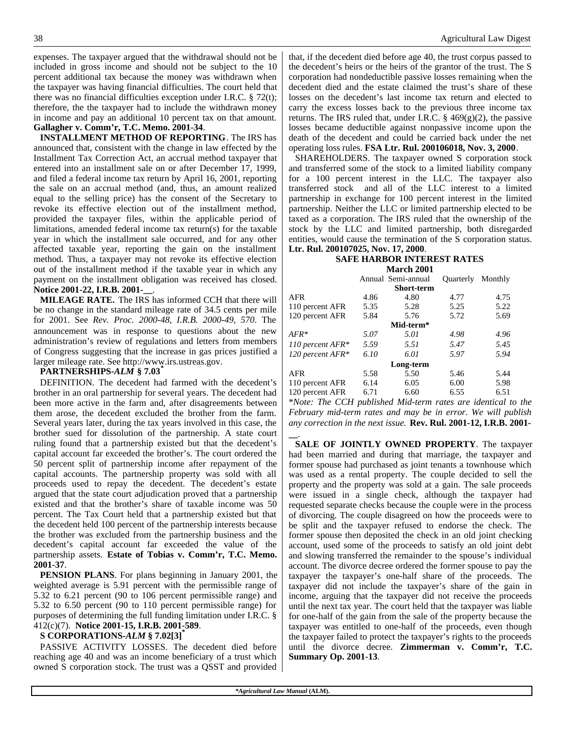expenses. The taxpayer argued that the withdrawal should not be included in gross income and should not be subject to the 10 percent additional tax because the money was withdrawn when the taxpayer was having financial difficulties. The court held that there was no financial difficulties exception under I.R.C. § 72(t); therefore, the the taxpayer had to include the withdrawn money in income and pay an additional 10 percent tax on that amount. **Gallagher v. Comm'r, T.C. Memo. 2001-34**.

**INSTALLMENT METHOD OF REPORTING**. The IRS has announced that, consistent with the change in law effected by the Installment Tax Correction Act, an accrual method taxpayer that entered into an installment sale on or after December 17, 1999, and filed a federal income tax return by April 16, 2001, reporting the sale on an accrual method (and, thus, an amount realized equal to the selling price) has the consent of the Secretary to revoke its effective election out of the installment method, provided the taxpayer files, within the applicable period of limitations, amended federal income tax return(s) for the taxable year in which the installment sale occurred, and for any other affected taxable year, reporting the gain on the installment method. Thus, a taxpayer may not revoke its effective election out of the installment method if the taxable year in which any payment on the installment obligation was received has closed. **Notice 2001-22, I.R.B. 2001-__**.

**MILEAGE RATE.** The IRS has informed CCH that there will be no change in the standard mileage rate of 34.5 cents per mile for 2001. See *Rev. Proc. 2000-48, I.R.B. 2000-49, 570*. The announcement was in response to questions about the new administration's review of regulations and letters from members of Congress suggesting that the increase in gas prices justified a larger mileage rate. See http://www.irs.ustreas.gov.

**PARTNERSHIPS-*ALM* § 7.03***

DEFINITION. The decedent had farmed with the decedent's brother in an oral partnership for several years. The decedent had been more active in the farm and, after disagreements between them arose, the decedent excluded the brother from the farm. Several years later, during the tax years involved in this case, the brother sued for dissolution of the partnership. A state court ruling found that a partnership existed but that the decedent's capital account far exceeded the brother's. The court ordered the 50 percent split of partnership income after repayment of the capital accounts. The partnership property was sold with all proceeds used to repay the decedent. The decedent's estate argued that the state court adjudication proved that a partnership existed and that the brother's share of taxable income was 50 percent. The Tax Court held that a partnership existed but that the decedent held 100 percent of the partnership interests because the brother was excluded from the partnership business and the decedent's capital account far exceeded the value of the partnership assets. **Estate of Tobias v. Comm'r, T.C. Memo. 2001-37**.

**PENSION PLANS**. For plans beginning in January 2001, the weighted average is 5.91 percent with the permissible range of 5.32 to 6.21 percent (90 to 106 percent permissible range) and 5.32 to 6.50 percent (90 to 110 percent permissible range) for purposes of determining the full funding limitation under I.R.C. § 412(c)(7). **Notice 2001-15, I.R.B. 2001-589**.

**S CORPORATIONS-*ALM* § 7.02[3]***

PASSIVE ACTIVITY LOSSES. The decedent died before reaching age 40 and was an income beneficiary of a trust which owned S corporation stock. The trust was a QSST and provided that, if the decedent died before age 40, the trust corpus passed to the decedent's heirs or the heirs of the grantor of the trust. The S corporation had nondeductible passive losses remaining when the decedent died and the estate claimed the trust's share of these losses on the decedent's last income tax return and elected to carry the excess losses back to the previous three income tax returns. The IRS ruled that, under I.R.C. § 469(g)(2), the passive losses became deductible against nonpassive income upon the death of the decedent and could be carried back under the net operating loss rules. **FSA Ltr. Rul. 200106018, Nov. 3, 2000**.

SHAREHOLDERS. The taxpayer owned S corporation stock and transferred some of the stock to a limited liability company for a 100 percent interest in the LLC. The taxpayer also transferred stock and all of the LLC interest to a limited partnership in exchange for 100 percent interest in the limited partnership. Neither the LLC or limited partnership elected to be taxed as a corporation. The IRS ruled that the ownership of the stock by the LLC and limited partnership, both disregarded entities, would cause the termination of the S corporation status. **Ltr. Rul. 200107025, Nov. 17, 2000**.

**SAFE HARBOR INTEREST RATES**

**March 2001**

| | Annual | Semi-annual | Quarterly | Monthly |
|---|---|---|---|---|
| | | **Short-term** | | |
| AFR | 4.86 | 4.80 | 4.77 | 4.75 |
| 110 percent AFR | 5.35 | 5.28 | 5.25 | 5.22 |
| 120 percent AFR | 5.84 | 5.76 | 5.72 | 5.69 |
| | | **Mid-term*** | | |
| *AFR** | *5.07* | *5.01* | *4.98* | *4.96* |
| *110 percent AFR** | *5.59* | *5.51* | *5.47* | *5.45* |
| *120 percent AFR** | *6.10* | *6.01* | *5.97* | *5.94* |
| | | **Long-term** | | |
| AFR | 5.58 | 5.50 | 5.46 | 5.44 |
| 110 percent AFR | 6.14 | 6.05 | 6.00 | 5.98 |
| 120 percent AFR | 6.71 | 6.60 | 6.55 | 6.51 |

**Note: The CCH published Mid-term rates are identical to the February mid-term rates and may be in error. We will publish any correction in the next issue.* **Rev. Rul. 2001-12, I.R.B. 2001-__**.

**SALE OF JOINTLY OWNED PROPERTY**. The taxpayer had been married and during that marriage, the taxpayer and former spouse had purchased as joint tenants a townhouse which was used as a rental property. The couple decided to sell the property and the property was sold at a gain. The sale proceeds were issued in a single check, although the taxpayer had requested separate checks because the couple were in the process of divorcing. The couple disagreed on how the proceeds were to be split and the taxpayer refused to endorse the check. The former spouse then deposited the check in an old joint checking account, used some of the proceeds to satisfy an old joint debt and slowing transferred the remainder to the spouse's individual account. The divorce decree ordered the former spouse to pay the taxpayer the taxpayer's one-half share of the proceeds. The taxpayer did not include the taxpayer's share of the gain in income, arguing that the taxpayer did not receive the proceeds until the next tax year. The court held that the taxpayer was liable for one-half of the gain from the sale of the property because the taxpayer was entitled to one-half of the proceeds, even though the taxpayer failed to protect the taxpayer's rights to the proceeds until the divorce decree. **Zimmerman v. Comm'r, T.C. Summary Op. 2001-13**.

****Agricultural Law Manual* (ALM).**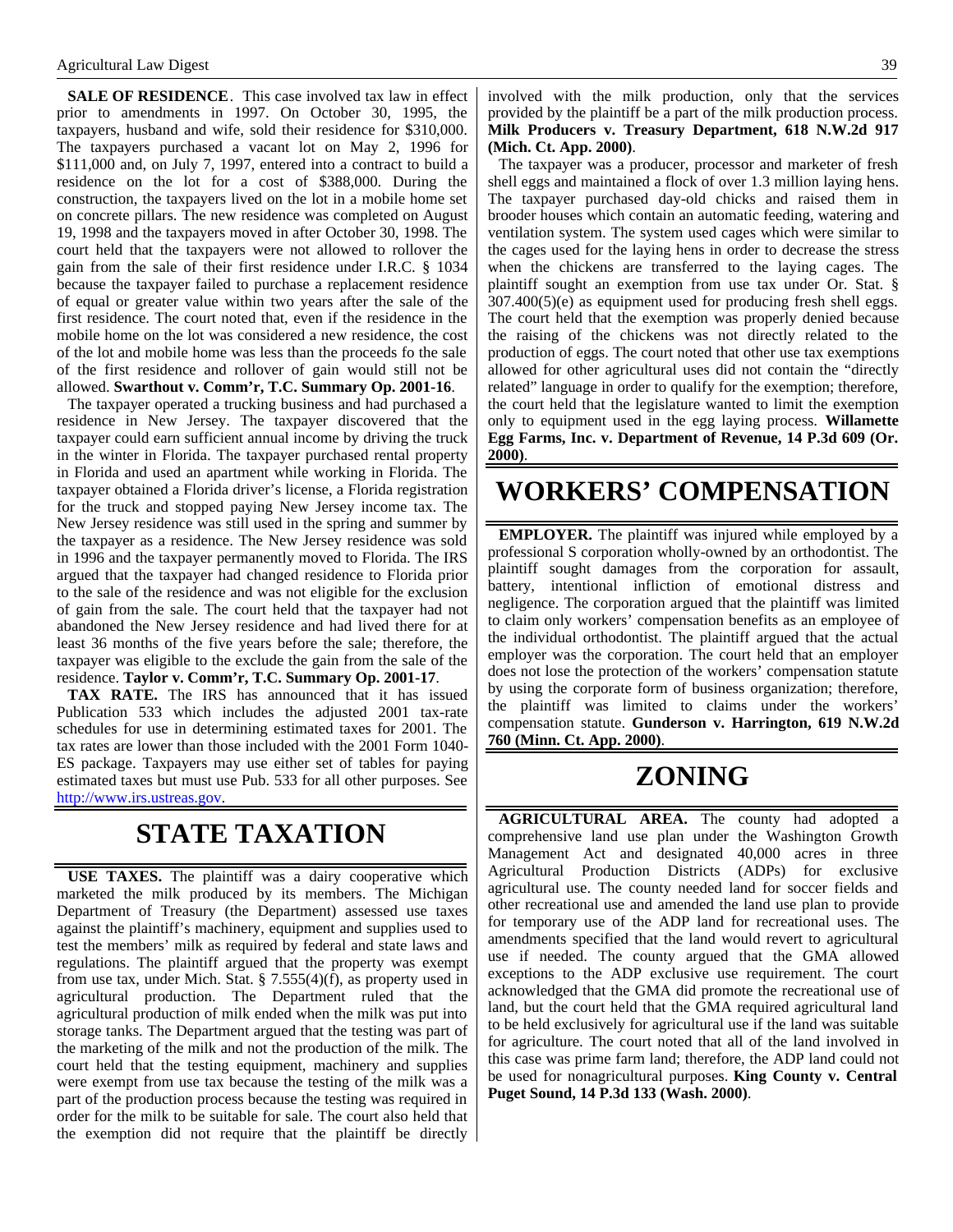**SALE OF RESIDENCE**. This case involved tax law in effect prior to amendments in 1997. On October 30, 1995, the taxpayers, husband and wife, sold their residence for $310,000. The taxpayers purchased a vacant lot on May 2, 1996 for $111,000 and, on July 7, 1997, entered into a contract to build a residence on the lot for a cost of $388,000. During the construction, the taxpayers lived on the lot in a mobile home set on concrete pillars. The new residence was completed on August 19, 1998 and the taxpayers moved in after October 30, 1998. The court held that the taxpayers were not allowed to rollover the gain from the sale of their first residence under I.R.C. § 1034 because the taxpayer failed to purchase a replacement residence of equal or greater value within two years after the sale of the first residence. The court noted that, even if the residence in the mobile home on the lot was considered a new residence, the cost of the lot and mobile home was less than the proceeds fo the sale of the first residence and rollover of gain would still not be allowed. **Swarthout v. Comm'r, T.C. Summary Op. 2001-16**.

The taxpayer operated a trucking business and had purchased a residence in New Jersey. The taxpayer discovered that the taxpayer could earn sufficient annual income by driving the truck in the winter in Florida. The taxpayer purchased rental property in Florida and used an apartment while working in Florida. The taxpayer obtained a Florida driver's license, a Florida registration for the truck and stopped paying New Jersey income tax. The New Jersey residence was still used in the spring and summer by the taxpayer as a residence. The New Jersey residence was sold in 1996 and the taxpayer permanently moved to Florida. The IRS argued that the taxpayer had changed residence to Florida prior to the sale of the residence and was not eligible for the exclusion of gain from the sale. The court held that the taxpayer had not abandoned the New Jersey residence and had lived there for at least 36 months of the five years before the sale; therefore, the taxpayer was eligible to the exclude the gain from the sale of the residence. **Taylor v. Comm'r, T.C. Summary Op. 2001-17**.

**TAX RATE.** The IRS has announced that it has issued Publication 533 which includes the adjusted 2001 tax-rate schedules for use in determining estimated taxes for 2001. The tax rates are lower than those included with the 2001 Form 1040-ES package. Taxpayers may use either set of tables for paying estimated taxes but must use Pub. 533 for all other purposes. See http://www.irs.ustreas.gov.

# STATE TAXATION

**USE TAXES.** The plaintiff was a dairy cooperative which marketed the milk produced by its members. The Michigan Department of Treasury (the Department) assessed use taxes against the plaintiff's machinery, equipment and supplies used to test the members' milk as required by federal and state laws and regulations. The plaintiff argued that the property was exempt from use tax, under Mich. Stat. § 7.555(4)(f), as property used in agricultural production. The Department ruled that the agricultural production of milk ended when the milk was put into storage tanks. The Department argued that the testing was part of the marketing of the milk and not the production of the milk. The court held that the testing equipment, machinery and supplies were exempt from use tax because the testing of the milk was a part of the production process because the testing was required in order for the milk to be suitable for sale. The court also held that the exemption did not require that the plaintiff be directly involved with the milk production, only that the services provided by the plaintiff be a part of the milk production process. **Milk Producers v. Treasury Department, 618 N.W.2d 917 (Mich. Ct. App. 2000)**.

The taxpayer was a producer, processor and marketer of fresh shell eggs and maintained a flock of over 1.3 million laying hens. The taxpayer purchased day-old chicks and raised them in brooder houses which contain an automatic feeding, watering and ventilation system. The system used cages which were similar to the cages used for the laying hens in order to decrease the stress when the chickens are transferred to the laying cages. The plaintiff sought an exemption from use tax under Or. Stat. § 307.400(5)(e) as equipment used for producing fresh shell eggs. The court held that the exemption was properly denied because the raising of the chickens was not directly related to the production of eggs. The court noted that other use tax exemptions allowed for other agricultural uses did not contain the "directly related" language in order to qualify for the exemption; therefore, the court held that the legislature wanted to limit the exemption only to equipment used in the egg laying process. **Willamette Egg Farms, Inc. v. Department of Revenue, 14 P.3d 609 (Or. 2000)**.

# WORKERS' COMPENSATION

**EMPLOYER.** The plaintiff was injured while employed by a professional S corporation wholly-owned by an orthodontist. The plaintiff sought damages from the corporation for assault, battery, intentional infliction of emotional distress and negligence. The corporation argued that the plaintiff was limited to claim only workers' compensation benefits as an employee of the individual orthodontist. The plaintiff argued that the actual employer was the corporation. The court held that an employer does not lose the protection of the workers' compensation statute by using the corporate form of business organization; therefore, the plaintiff was limited to claims under the workers' compensation statute. **Gunderson v. Harrington, 619 N.W.2d 760 (Minn. Ct. App. 2000)**.

# ZONING

**AGRICULTURAL AREA.** The county had adopted a comprehensive land use plan under the Washington Growth Management Act and designated 40,000 acres in three Agricultural Production Districts (ADPs) for exclusive agricultural use. The county needed land for soccer fields and other recreational use and amended the land use plan to provide for temporary use of the ADP land for recreational uses. The amendments specified that the land would revert to agricultural use if needed. The county argued that the GMA allowed exceptions to the ADP exclusive use requirement. The court acknowledged that the GMA did promote the recreational use of land, but the court held that the GMA required agricultural land to be held exclusively for agricultural use if the land was suitable for agriculture. The court noted that all of the land involved in this case was prime farm land; therefore, the ADP land could not be used for nonagricultural purposes. **King County v. Central Puget Sound, 14 P.3d 133 (Wash. 2000)**.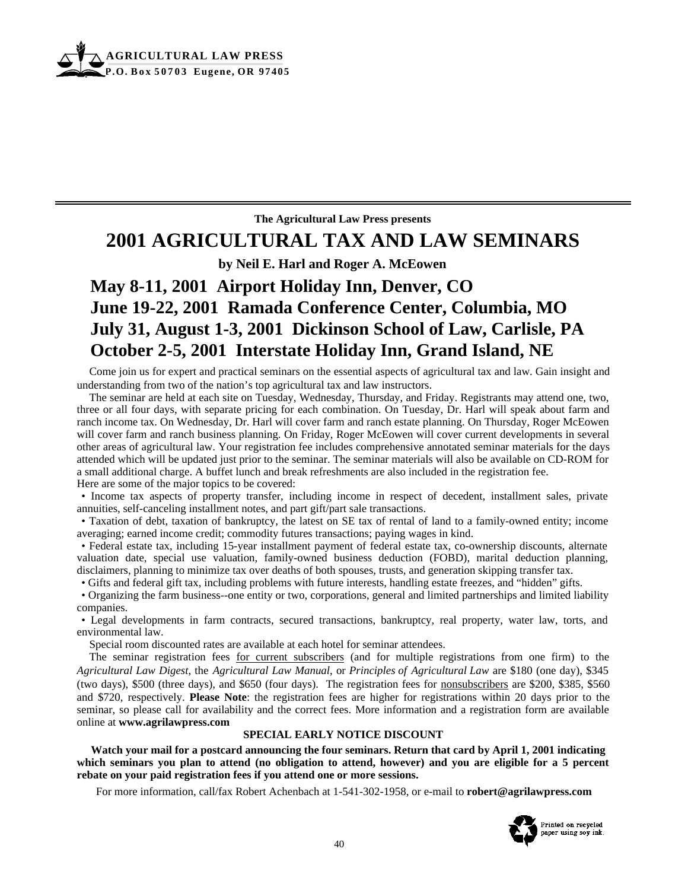**AGRICULTURAL LAW PRESS**
**P.O. Box 50703 Eugene, OR 97405**

**The Agricultural Law Press presents**

# 2001 AGRICULTURAL TAX AND LAW SEMINARS

**by Neil E. Harl and Roger A. McEowen**

## May 8-11, 2001 Airport Holiday Inn, Denver, CO
## June 19-22, 2001 Ramada Conference Center, Columbia, MO
## July 31, August 1-3, 2001 Dickinson School of Law, Carlisle, PA
## October 2-5, 2001 Interstate Holiday Inn, Grand Island, NE

Come join us for expert and practical seminars on the essential aspects of agricultural tax and law. Gain insight and understanding from two of the nation's top agricultural tax and law instructors.

The seminar are held at each site on Tuesday, Wednesday, Thursday, and Friday. Registrants may attend one, two, three or all four days, with separate pricing for each combination. On Tuesday, Dr. Harl will speak about farm and ranch income tax. On Wednesday, Dr. Harl will cover farm and ranch estate planning. On Thursday, Roger McEowen will cover farm and ranch business planning. On Friday, Roger McEowen will cover current developments in several other areas of agricultural law. Your registration fee includes comprehensive annotated seminar materials for the days attended which will be updated just prior to the seminar. The seminar materials will also be available on CD-ROM for a small additional charge. A buffet lunch and break refreshments are also included in the registration fee.

Here are some of the major topics to be covered:

- Income tax aspects of property transfer, including income in respect of decedent, installment sales, private annuities, self-canceling installment notes, and part gift/part sale transactions.
- Taxation of debt, taxation of bankruptcy, the latest on SE tax of rental of land to a family-owned entity; income averaging; earned income credit; commodity futures transactions; paying wages in kind.
- Federal estate tax, including 15-year installment payment of federal estate tax, co-ownership discounts, alternate valuation date, special use valuation, family-owned business deduction (FOBD), marital deduction planning, disclaimers, planning to minimize tax over deaths of both spouses, trusts, and generation skipping transfer tax.
- Gifts and federal gift tax, including problems with future interests, handling estate freezes, and "hidden" gifts.
- Organizing the farm business--one entity or two, corporations, general and limited partnerships and limited liability companies.
- Legal developments in farm contracts, secured transactions, bankruptcy, real property, water law, torts, and environmental law.

Special room discounted rates are available at each hotel for seminar attendees.

The seminar registration fees for current subscribers (and for multiple registrations from one firm) to the *Agricultural Law Digest*, the *Agricultural Law Manual*, or *Principles of Agricultural Law* are $180 (one day), $345 (two days), $500 (three days), and $650 (four days). The registration fees for nonsubscribers are $200, $385, $560 and $720, respectively. **Please Note**: the registration fees are higher for registrations within 20 days prior to the seminar, so please call for availability and the correct fees. More information and a registration form are available online at **www.agrilawpress.com**

**SPECIAL EARLY NOTICE DISCOUNT**

**Watch your mail for a postcard announcing the four seminars. Return that card by April 1, 2001 indicating which seminars you plan to attend (no obligation to attend, however) and you are eligible for a 5 percent rebate on your paid registration fees if you attend one or more sessions.**

For more information, call/fax Robert Achenbach at 1-541-302-1958, or e-mail to **robert@agrilawpress.com**

Printed on recycled paper using soy ink.